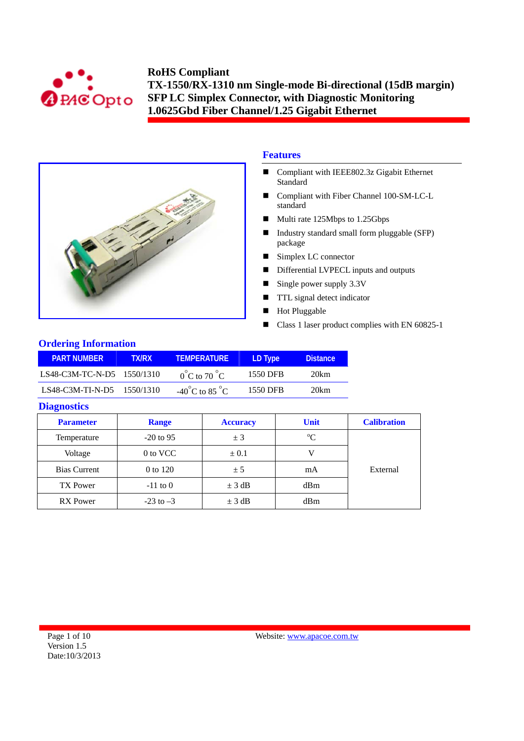# RoHS Compliant
# TX-1550/RX-1310 nm Single-mode Bi-directional (15dB margin) SFP LC Simplex Connector, with Diagnostic Monitoring 1.0625Gbd Fiber Channel/1.25 Gigabit Ethernet

## Features

- Compliant with IEEE802.3z Gigabit Ethernet Standard
- Compliant with Fiber Channel 100-SM-LC-L standard
- Multi rate 125Mbps to 1.25Gbps
- Industry standard small form pluggable (SFP) package
- Simplex LC connector
- Differential LVPECL inputs and outputs
- Single power supply 3.3V
- TTL signal detect indicator
- Hot Pluggable
- Class 1 laser product complies with EN 60825-1

## Ordering Information

| PART NUMBER | TX/RX | TEMPERATURE | LD Type | Distance |
|---|---|---|---|---|
| LS48-C3M-TC-N-D5 | 1550/1310 | 0°C to 70 °C | 1550 DFB | 20km |
| LS48-C3M-TI-N-D5 | 1550/1310 | -40°C to 85 °C | 1550 DFB | 20km |

## Diagnostics

| Parameter | Range | Accuracy | Unit | Calibration |
|---|---|---|---|---|
| Temperature | -20 to 95 | ± 3 | °C | External |
| Voltage | 0 to VCC | ± 0.1 | V | |
| Bias Current | 0 to 120 | ± 5 | mA | |
| TX Power | -11 to 0 | ± 3 dB | dBm | |
| RX Power | -23 to –3 | ± 3 dB | dBm | |

Version 1.5
Date:10/3/2013

Website: www.apacoe.com.tw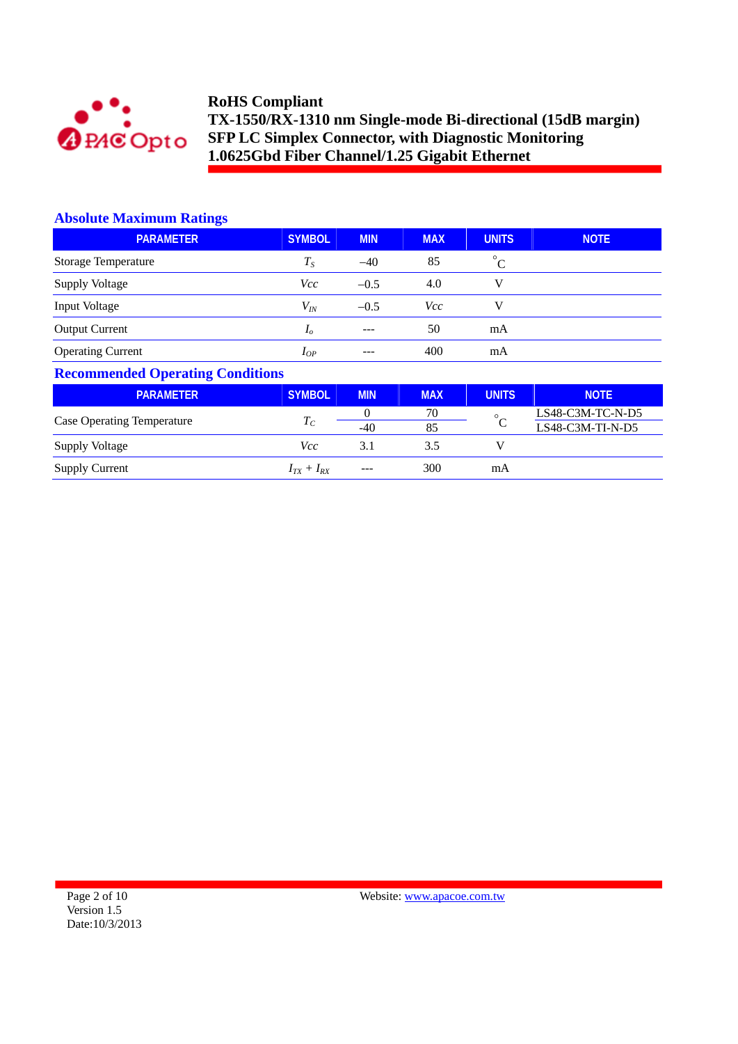**RoHS Compliant**
**TX-1550/RX-1310 nm Single-mode Bi-directional (15dB margin)**
**SFP LC Simplex Connector, with Diagnostic Monitoring**
**1.0625Gbd Fiber Channel/1.25 Gigabit Ethernet**

## Absolute Maximum Ratings

| PARAMETER | SYMBOL | MIN | MAX | UNITS | NOTE |
|---|---|---|---|---|---|
| Storage Temperature | $T_S$ | –40 | 85 | °C | |
| Supply Voltage | $Vcc$ | –0.5 | 4.0 | V | |
| Input Voltage | $V_{IN}$ | –0.5 | $Vcc$ | V | |
| Output Current | $I_o$ | --- | 50 | mA | |
| Operating Current | $I_{OP}$ | --- | 400 | mA | |

## Recommended Operating Conditions

| PARAMETER | SYMBOL | MIN | MAX | UNITS | NOTE |
|---|---|---|---|---|---|
| Case Operating Temperature | $T_C$ | 0 | 70 | °C | LS48-C3M-TC-N-D5 |
| | | -40 | 85 | | LS48-C3M-TI-N-D5 |
| Supply Voltage | $Vcc$ | 3.1 | 3.5 | V | |
| Supply Current | $I_{TX} + I_{RX}$ | --- | 300 | mA | |

Version 1.5
Date:10/3/2013

Website: www.apacoe.com.tw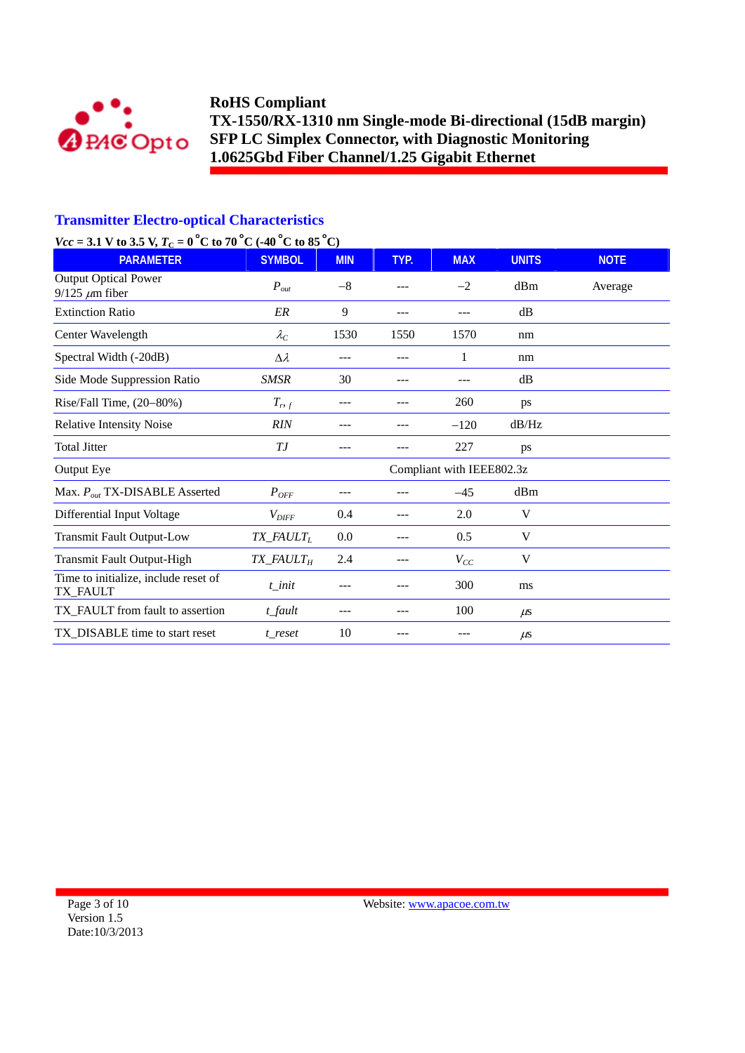## Transmitter Electro-optical Characteristics

***Vcc* = 3.1 V to 3.5 V, $T_C$ = 0 °C to 70 °C (-40 °C to 85 °C)**

| PARAMETER | SYMBOL | MIN | TYP. | MAX | UNITS | NOTE |
|---|---|---|---|---|---|---|
| Output Optical Power 9/125 $\mu$m fiber | $P_{out}$ | −8 | --- | −2 | dBm | Average |
| Extinction Ratio | *ER* | 9 | --- | --- | dB | |
| Center Wavelength | $\lambda_C$ | 1530 | 1550 | 1570 | nm | |
| Spectral Width (-20dB) | $\Delta\lambda$ | --- | --- | 1 | nm | |
| Side Mode Suppression Ratio | *SMSR* | 30 | --- | --- | dB | |
| Rise/Fall Time, (20–80%) | $T_{r,\,f}$ | --- | --- | 260 | ps | |
| Relative Intensity Noise | *RIN* | --- | --- | −120 | dB/Hz | |
| Total Jitter | *TJ* | --- | --- | 227 | ps | |
| Output Eye | | Compliant with IEEE802.3z | | | | |
| Max. $P_{out}$ TX-DISABLE Asserted | $P_{OFF}$ | --- | --- | −45 | dBm | |
| Differential Input Voltage | $V_{DIFF}$ | 0.4 | --- | 2.0 | V | |
| Transmit Fault Output-Low | $TX\_FAULT_L$ | 0.0 | --- | 0.5 | V | |
| Transmit Fault Output-High | $TX\_FAULT_H$ | 2.4 | --- | $V_{CC}$ | V | |
| Time to initialize, include reset of TX_FAULT | *t_init* | --- | --- | 300 | ms | |
| TX_FAULT from fault to assertion | *t_fault* | --- | --- | 100 | $\mu$s | |
| TX_DISABLE time to start reset | *t_reset* | 10 | --- | --- | $\mu$s | |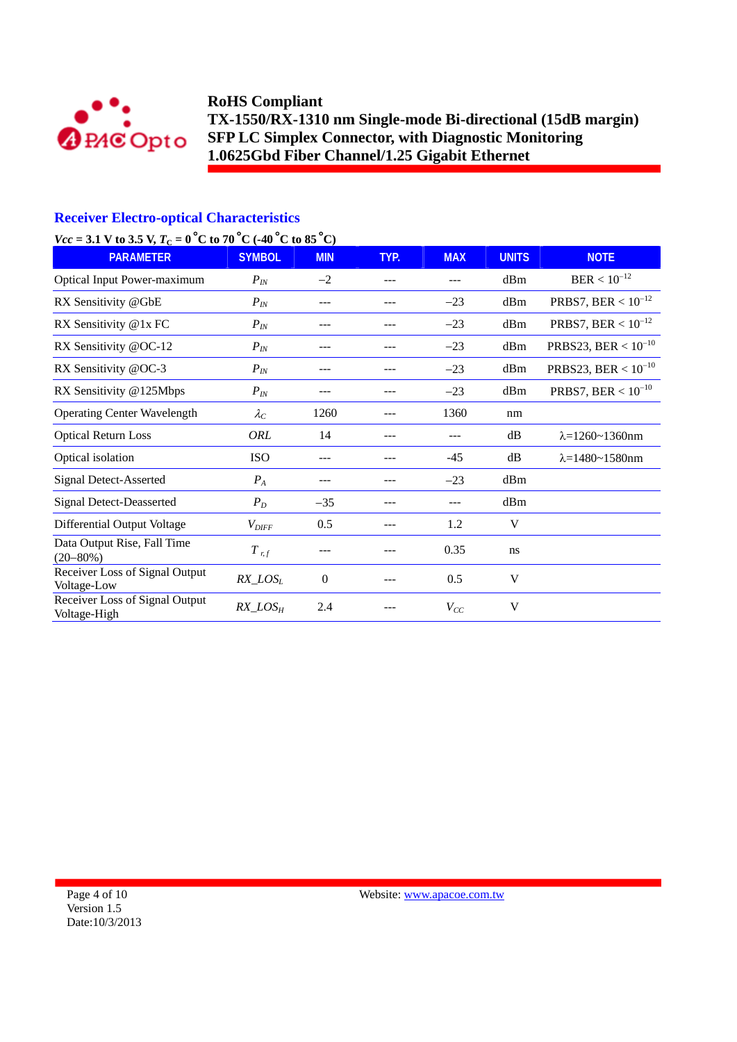## Receiver Electro-optical Characteristics

***Vcc*** **= 3.1 V to 3.5 V,** $T_C$ **= 0 °C to 70 °C (-40 °C to 85 °C)**

| PARAMETER | SYMBOL | MIN | TYP. | MAX | UNITS | NOTE |
|---|---|---|---|---|---|---|
| Optical Input Power-maximum | $P_{IN}$ | −2 | --- | --- | dBm | BER < $10^{-12}$ |
| RX Sensitivity @GbE | $P_{IN}$ | --- | --- | −23 | dBm | PRBS7, BER < $10^{-12}$ |
| RX Sensitivity @1x FC | $P_{IN}$ | --- | --- | −23 | dBm | PRBS7, BER < $10^{-12}$ |
| RX Sensitivity @OC-12 | $P_{IN}$ | --- | --- | −23 | dBm | PRBS23, BER < $10^{-10}$ |
| RX Sensitivity @OC-3 | $P_{IN}$ | --- | --- | −23 | dBm | PRBS23, BER < $10^{-10}$ |
| RX Sensitivity @125Mbps | $P_{IN}$ | --- | --- | −23 | dBm | PRBS7, BER < $10^{-10}$ |
| Operating Center Wavelength | $\lambda_C$ | 1260 | --- | 1360 | nm | |
| Optical Return Loss | *ORL* | 14 | --- | --- | dB | λ=1260~1360nm |
| Optical isolation | ISO | --- | --- | -45 | dB | λ=1480~1580nm |
| Signal Detect-Asserted | $P_A$ | --- | --- | −23 | dBm | |
| Signal Detect-Deasserted | $P_D$ | −35 | --- | --- | dBm | |
| Differential Output Voltage | $V_{DIFF}$ | 0.5 | --- | 1.2 | V | |
| Data Output Rise, Fall Time (20–80%) | $T_{r,f}$ | --- | --- | 0.35 | ns | |
| Receiver Loss of Signal Output Voltage-Low | $RX\_LOS_L$ | 0 | --- | 0.5 | V | |
| Receiver Loss of Signal Output Voltage-High | $RX\_LOS_H$ | 2.4 | --- | $V_{CC}$ | V | |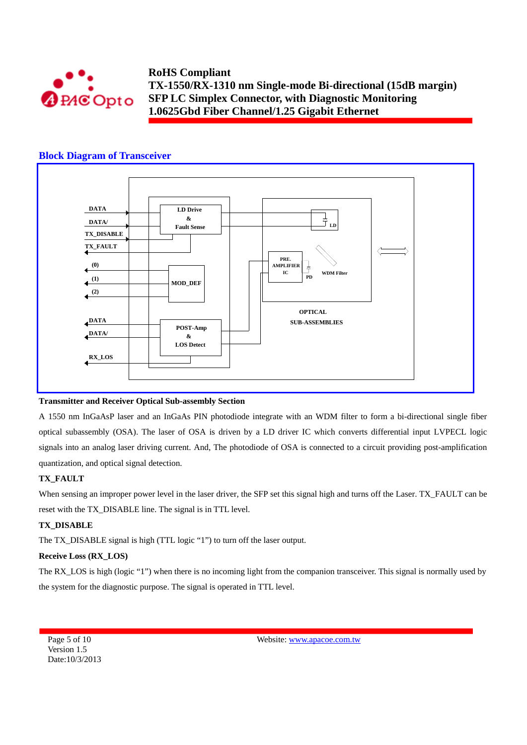## Block Diagram of Transceiver

### Transmitter and Receiver Optical Sub-assembly Section

A 1550 nm InGaAsP laser and an InGaAs PIN photodiode integrate with an WDM filter to form a bi-directional single fiber optical subassembly (OSA). The laser of OSA is driven by a LD driver IC which converts differential input LVPECL logic signals into an analog laser driving current. And, The photodiode of OSA is connected to a circuit providing post-amplification quantization, and optical signal detection.

### TX_FAULT

When sensing an improper power level in the laser driver, the SFP set this signal high and turns off the Laser. TX_FAULT can be reset with the TX_DISABLE line. The signal is in TTL level.

### TX_DISABLE

The TX_DISABLE signal is high (TTL logic "1") to turn off the laser output.

### Receive Loss (RX_LOS)

The RX_LOS is high (logic "1") when there is no incoming light from the companion transceiver. This signal is normally used by the system for the diagnostic purpose. The signal is operated in TTL level.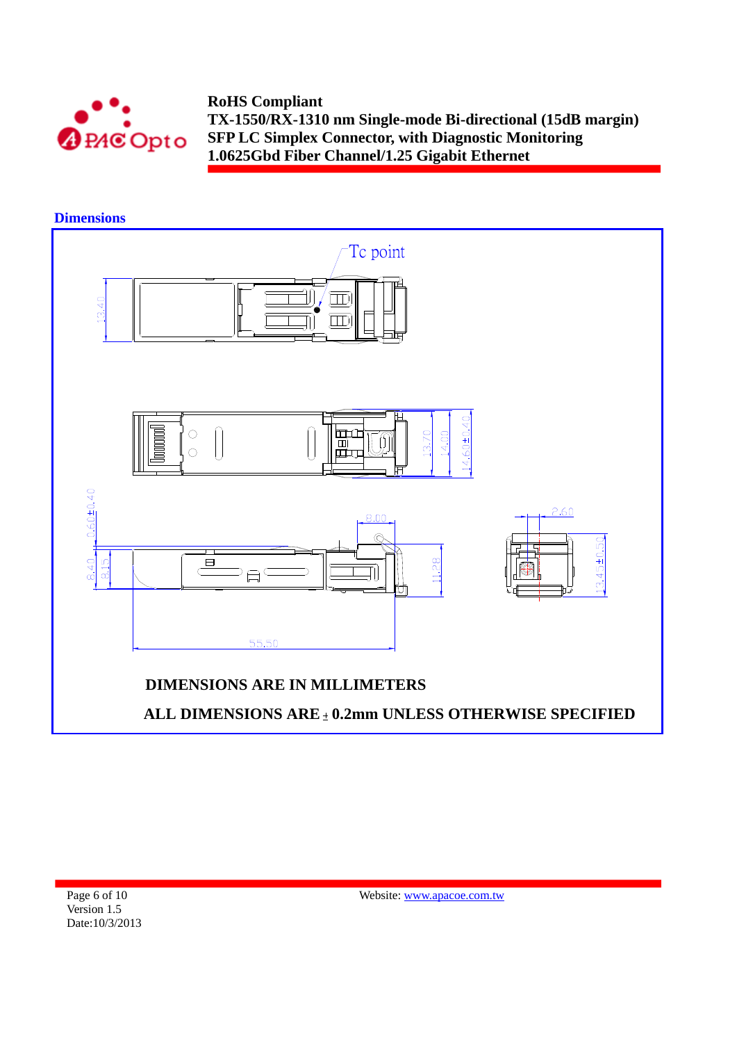## Dimensions

Tc point

13.40

13.70 14.00 14.60±0.40

0.60±0.40

8.40 8.15

8.00

11.28

55.50

2.60

13.45±0.50

**DIMENSIONS ARE IN MILLIMETERS**

**ALL DIMENSIONS ARE ± 0.2mm UNLESS OTHERWISE SPECIFIED**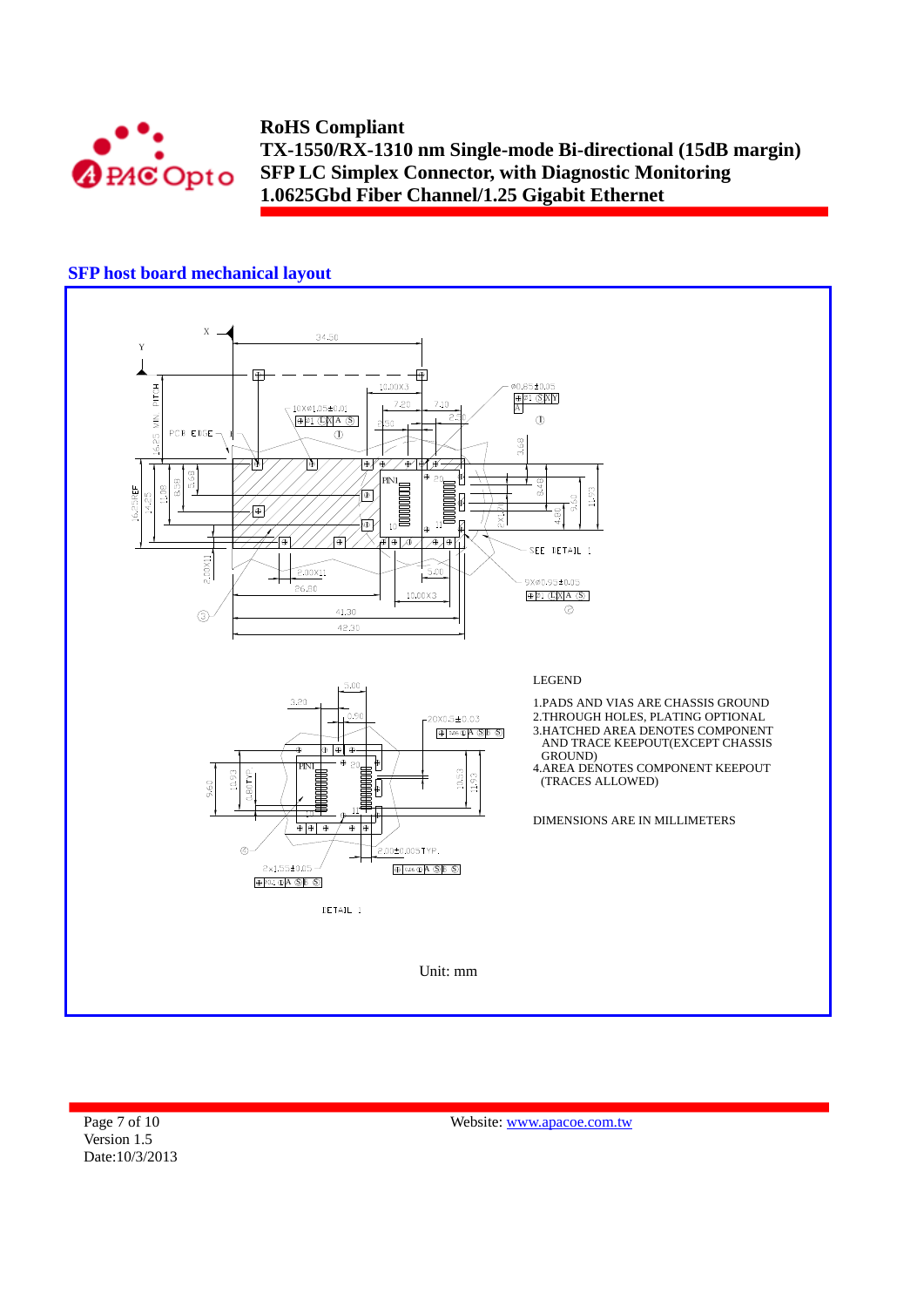## SFP host board mechanical layout

LEGEND

1. PADS AND VIAS ARE CHASSIS GROUND
2. THROUGH HOLES, PLATING OPTIONAL
3. HATCHED AREA DENOTES COMPONENT AND TRACE KEEPOUT(EXCEPT CHASSIS GROUND)
4. AREA DENOTES COMPONENT KEEPOUT (TRACES ALLOWED)

DIMENSIONS ARE IN MILLIMETERS

Unit: mm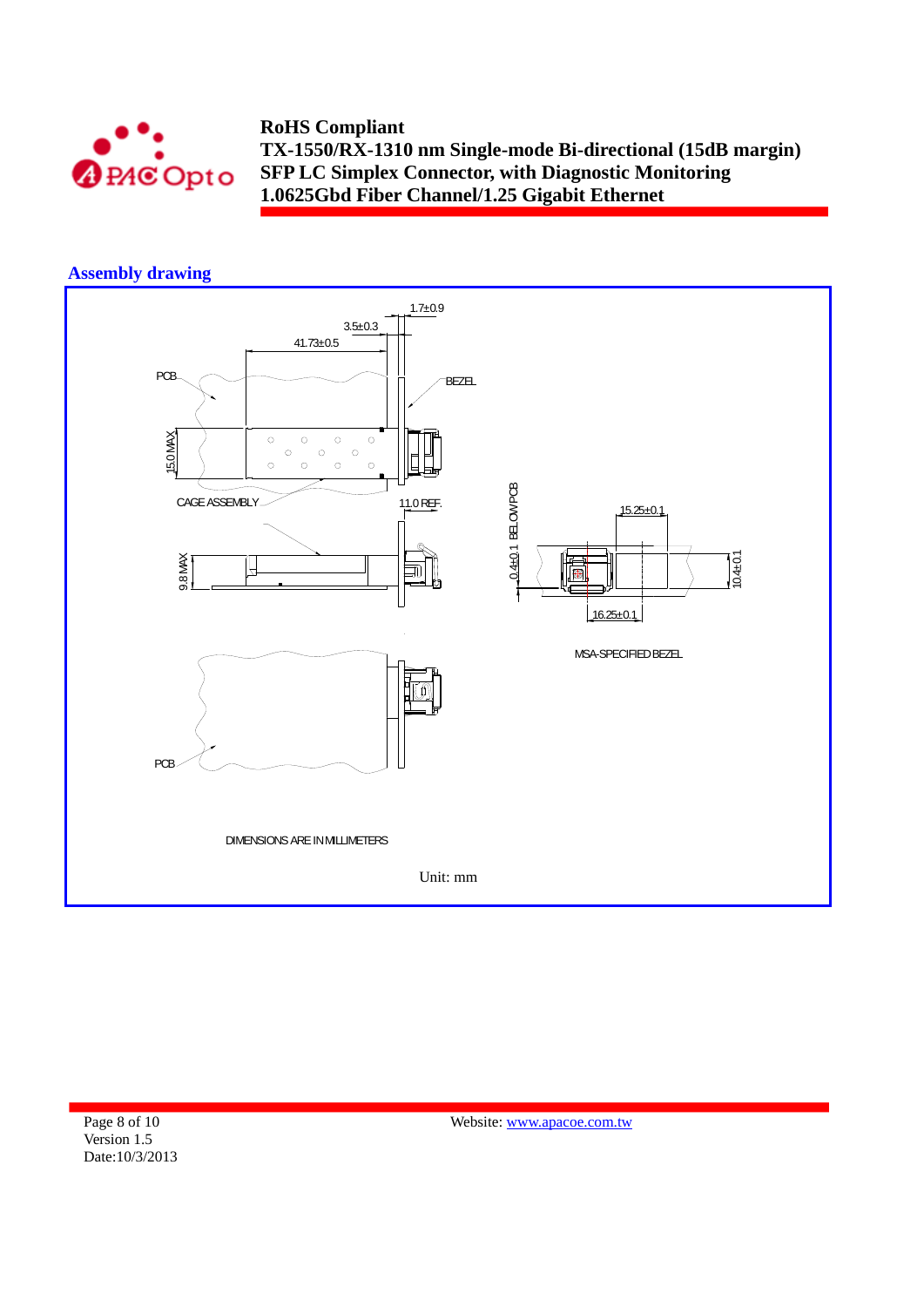## Assembly drawing

1.7±0.9

3.5±0.3

41.73±0.5

PCB

BEZEL

15.0 MAX

CAGE ASSEMBLY

11.0 REF.

9.8 MAX

0.4±0.1 BELOW PCB

15.25±0.1

10.4±0.1

16.25±0.1

MSA-SPECIFIED BEZEL

PCB

DIMENSIONS ARE IN MILLIMETERS

Unit: mm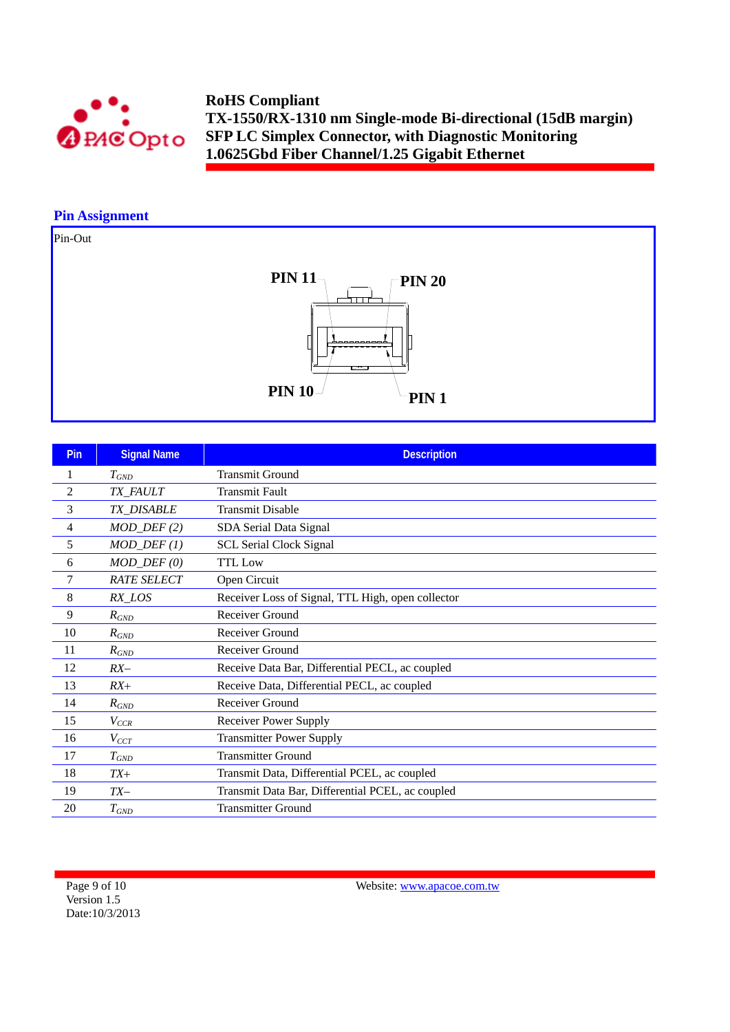## Pin Assignment

Pin-Out

PIN 11 PIN 20

PIN 10 PIN 1

| Pin | Signal Name | Description |
|---|---|---|
| 1 | $T_{GND}$ | Transmit Ground |
| 2 | *TX_FAULT* | Transmit Fault |
| 3 | *TX_DISABLE* | Transmit Disable |
| 4 | *MOD_DEF (2)* | SDA Serial Data Signal |
| 5 | *MOD_DEF (1)* | SCL Serial Clock Signal |
| 6 | *MOD_DEF (0)* | TTL Low |
| 7 | *RATE SELECT* | Open Circuit |
| 8 | *RX_LOS* | Receiver Loss of Signal, TTL High, open collector |
| 9 | $R_{GND}$ | Receiver Ground |
| 10 | $R_{GND}$ | Receiver Ground |
| 11 | $R_{GND}$ | Receiver Ground |
| 12 | *RX–* | Receive Data Bar, Differential PECL, ac coupled |
| 13 | *RX+* | Receive Data, Differential PECL, ac coupled |
| 14 | $R_{GND}$ | Receiver Ground |
| 15 | $V_{CCR}$ | Receiver Power Supply |
| 16 | $V_{CCT}$ | Transmitter Power Supply |
| 17 | $T_{GND}$ | Transmitter Ground |
| 18 | *TX+* | Transmit Data, Differential PCEL, ac coupled |
| 19 | *TX–* | Transmit Data Bar, Differential PCEL, ac coupled |
| 20 | $T_{GND}$ | Transmitter Ground |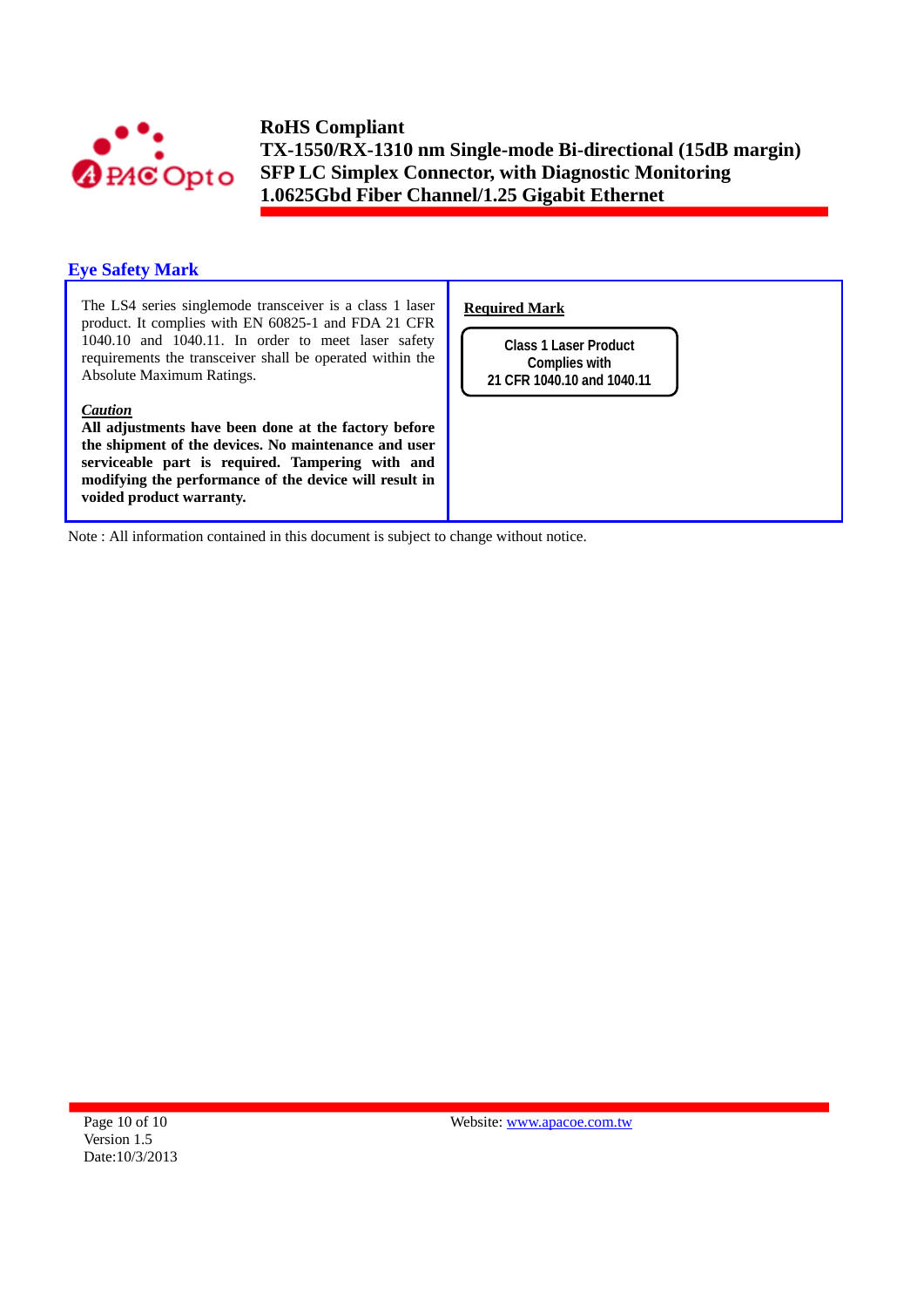# Eye Safety Mark

| | |
|---|---|
| The LS4 series singlemode transceiver is a class 1 laser product. It complies with EN 60825-1 and FDA 21 CFR 1040.10 and 1040.11. In order to meet laser safety requirements the transceiver shall be operated within the Absolute Maximum Ratings.<br><br>***Caution***<br>**All adjustments have been done at the factory before the shipment of the devices. No maintenance and user serviceable part is required. Tampering with and modifying the performance of the device will result in voided product warranty.** | **Required Mark**<br><br>**Class 1 Laser Product**<br>**Complies with**<br>**21 CFR 1040.10 and 1040.11** |

Note : All information contained in this document is subject to change without notice.